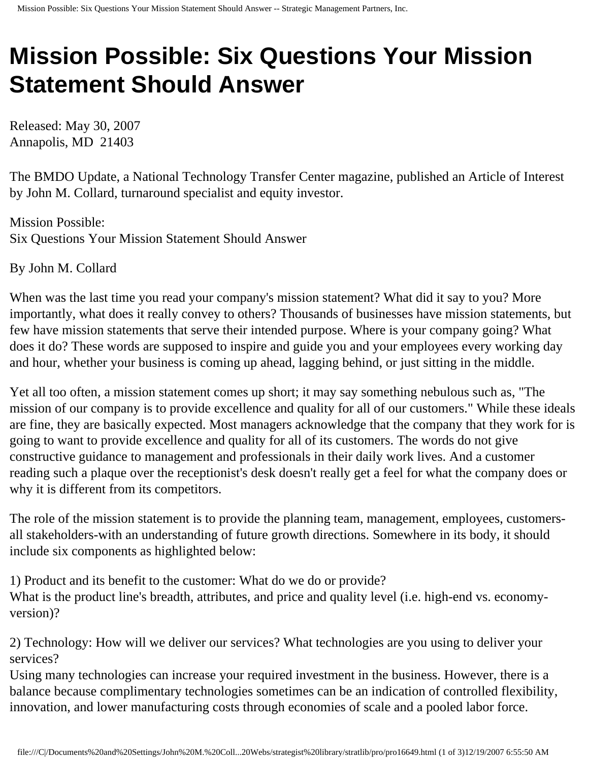# Mission Possible: Six Questions Your Mission Statement Should Answer

Released: May 30, 2007
Annapolis, MD 21403

The BMDO Update, a National Technology Transfer Center magazine, published an Article of Interest by John M. Collard, turnaround specialist and equity investor.

Mission Possible:
Six Questions Your Mission Statement Should Answer

By John M. Collard

When was the last time you read your company's mission statement? What did it say to you? More importantly, what does it really convey to others? Thousands of businesses have mission statements, but few have mission statements that serve their intended purpose. Where is your company going? What does it do? These words are supposed to inspire and guide you and your employees every working day and hour, whether your business is coming up ahead, lagging behind, or just sitting in the middle.

Yet all too often, a mission statement comes up short; it may say something nebulous such as, "The mission of our company is to provide excellence and quality for all of our customers." While these ideals are fine, they are basically expected. Most managers acknowledge that the company that they work for is going to want to provide excellence and quality for all of its customers. The words do not give constructive guidance to management and professionals in their daily work lives. And a customer reading such a plaque over the receptionist's desk doesn't really get a feel for what the company does or why it is different from its competitors.

The role of the mission statement is to provide the planning team, management, employees, customers-all stakeholders-with an understanding of future growth directions. Somewhere in its body, it should include six components as highlighted below:

1) Product and its benefit to the customer: What do we do or provide?
What is the product line's breadth, attributes, and price and quality level (i.e. high-end vs. economy-version)?

2) Technology: How will we deliver our services? What technologies are you using to deliver your services?
Using many technologies can increase your required investment in the business. However, there is a balance because complimentary technologies sometimes can be an indication of controlled flexibility, innovation, and lower manufacturing costs through economies of scale and a pooled labor force.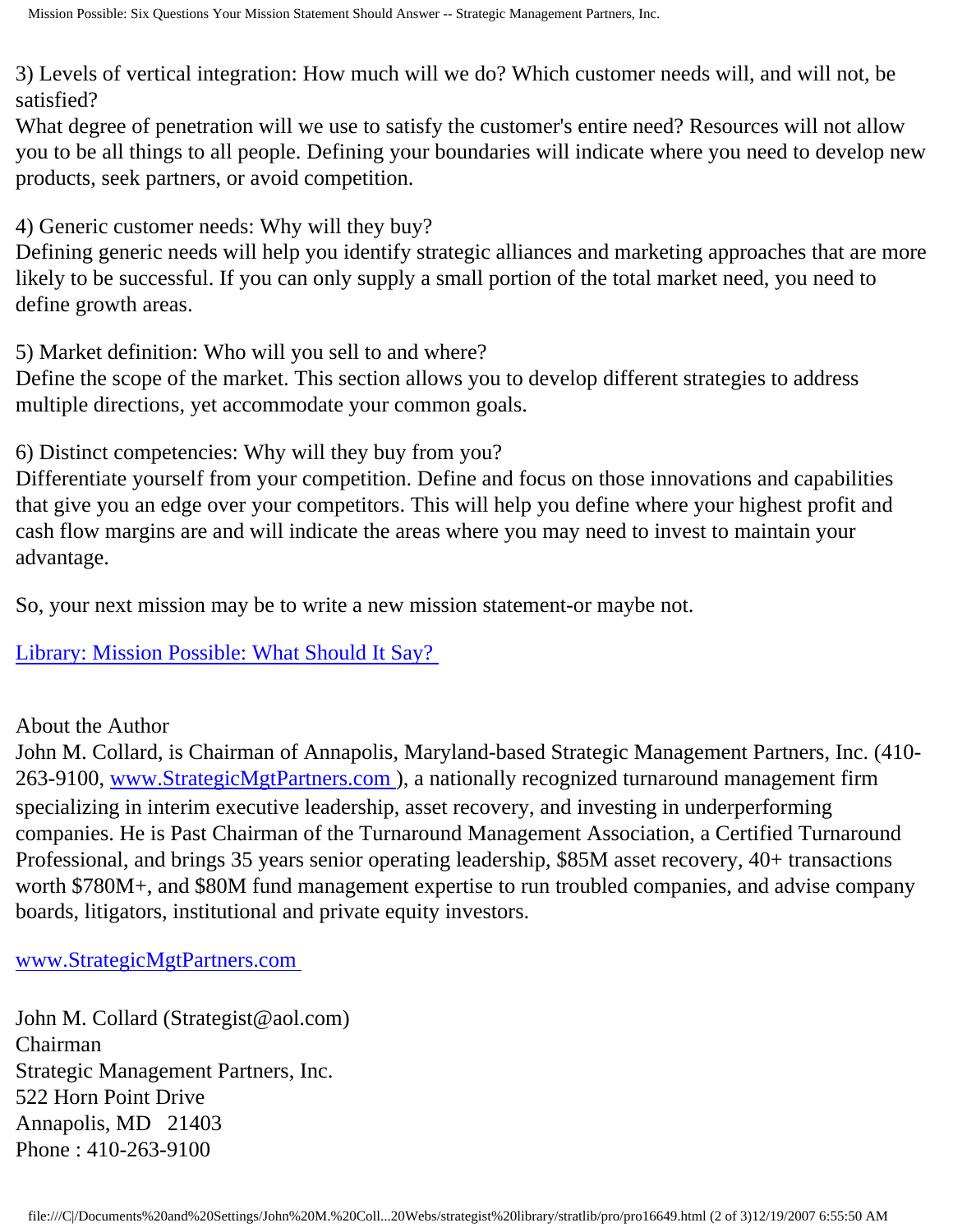3) Levels of vertical integration: How much will we do? Which customer needs will, and will not, be satisfied?
What degree of penetration will we use to satisfy the customer's entire need? Resources will not allow you to be all things to all people. Defining your boundaries will indicate where you need to develop new products, seek partners, or avoid competition.

4) Generic customer needs: Why will they buy?
Defining generic needs will help you identify strategic alliances and marketing approaches that are more likely to be successful. If you can only supply a small portion of the total market need, you need to define growth areas.

5) Market definition: Who will you sell to and where?
Define the scope of the market. This section allows you to develop different strategies to address multiple directions, yet accommodate your common goals.

6) Distinct competencies: Why will they buy from you?
Differentiate yourself from your competition. Define and focus on those innovations and capabilities that give you an edge over your competitors. This will help you define where your highest profit and cash flow margins are and will indicate the areas where you may need to invest to maintain your advantage.

So, your next mission may be to write a new mission statement-or maybe not.

[Library: Mission Possible: What Should It Say?]

About the Author
John M. Collard, is Chairman of Annapolis, Maryland-based Strategic Management Partners, Inc. (410-263-9100, [www.StrategicMgtPartners.com]), a nationally recognized turnaround management firm specializing in interim executive leadership, asset recovery, and investing in underperforming companies. He is Past Chairman of the Turnaround Management Association, a Certified Turnaround Professional, and brings 35 years senior operating leadership, $85M asset recovery, 40+ transactions worth $780M+, and $80M fund management expertise to run troubled companies, and advise company boards, litigators, institutional and private equity investors.

[www.StrategicMgtPartners.com]

John M. Collard (Strategist@aol.com)
Chairman
Strategic Management Partners, Inc.
522 Horn Point Drive
Annapolis, MD 21403
Phone : 410-263-9100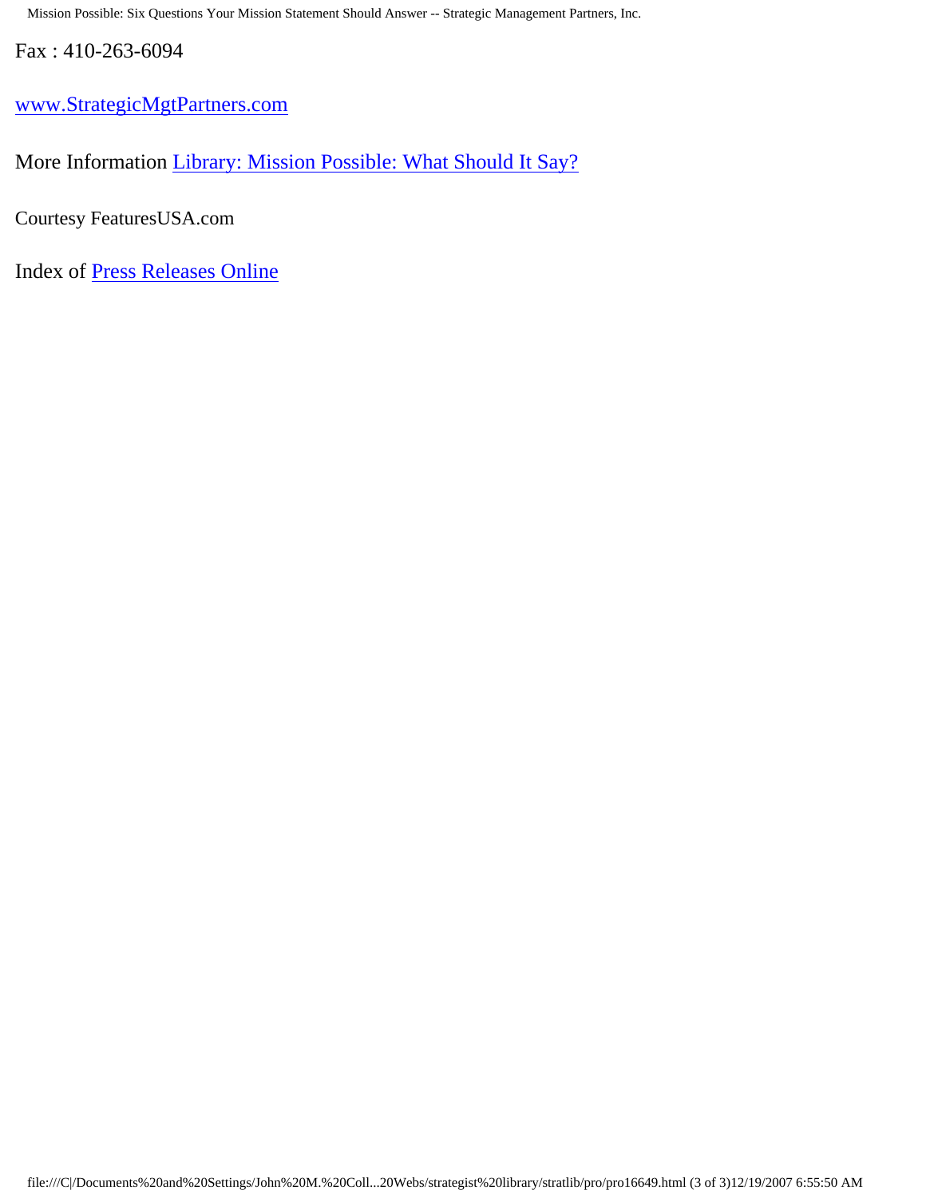Fax : 410-263-6094

www.StrategicMgtPartners.com

More Information Library: Mission Possible: What Should It Say?

Courtesy FeaturesUSA.com

Index of Press Releases Online